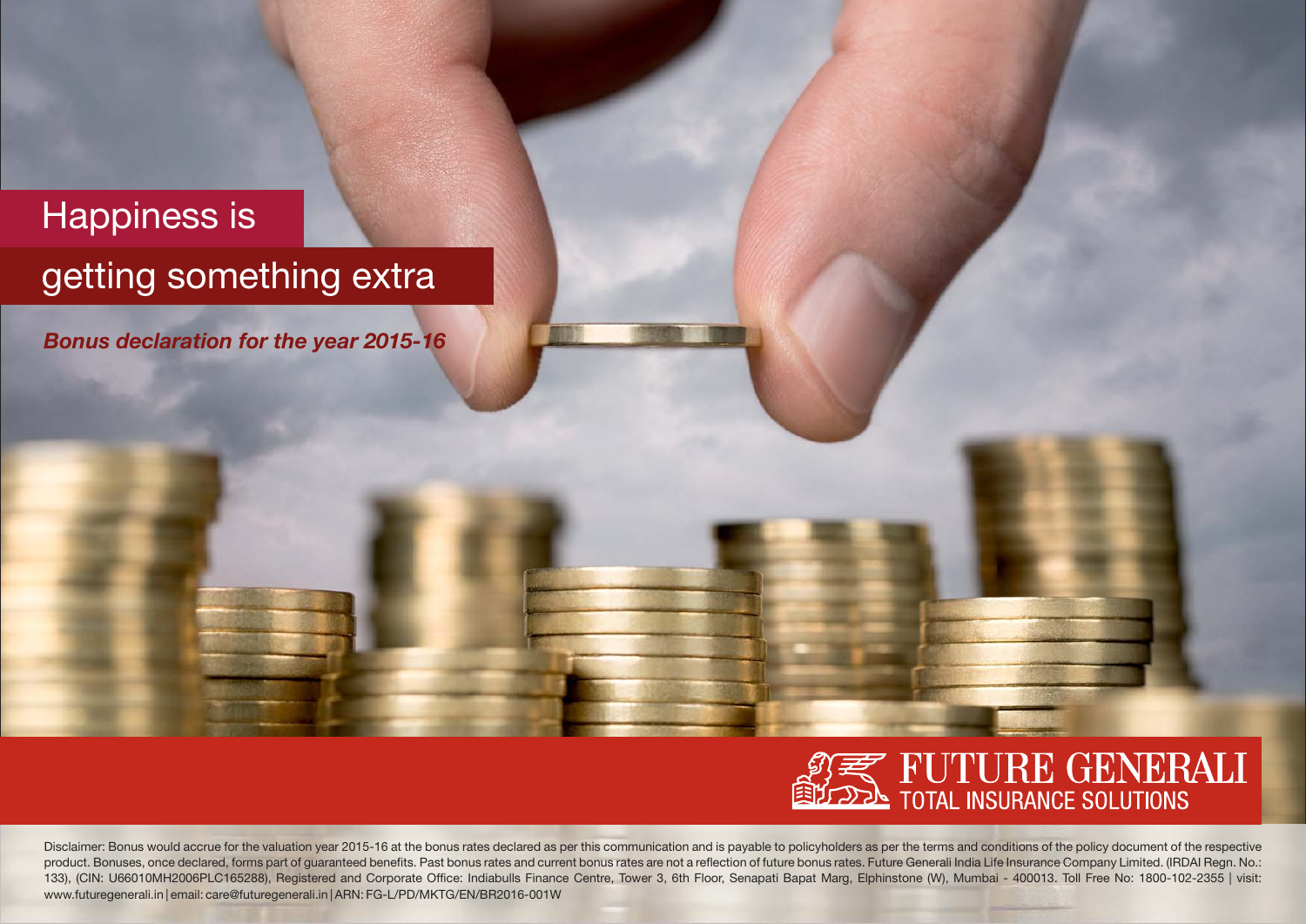# Happiness is getting something extra

***Bonus declaration for the year 2015-16***

**FUTURE GENERALI**
TOTAL INSURANCE SOLUTIONS

Disclaimer: Bonus would accrue for the valuation year 2015-16 at the bonus rates declared as per this communication and is payable to policyholders as per the terms and conditions of the policy document of the respective product. Bonuses, once declared, forms part of guaranteed benefits. Past bonus rates and current bonus rates are not a reflection of future bonus rates. Future Generali India Life Insurance Company Limited. (IRDAI Regn. No.: 133), (CIN: U66010MH2006PLC165288), Registered and Corporate Office: Indiabulls Finance Centre, Tower 3, 6th Floor, Senapati Bapat Marg, Elphinstone (W), Mumbai - 400013. Toll Free No: 1800-102-2355 | visit: www.futuregenerali.in | email: care@futuregenerali.in | ARN: FG-L/PD/MKTG/EN/BR2016-001W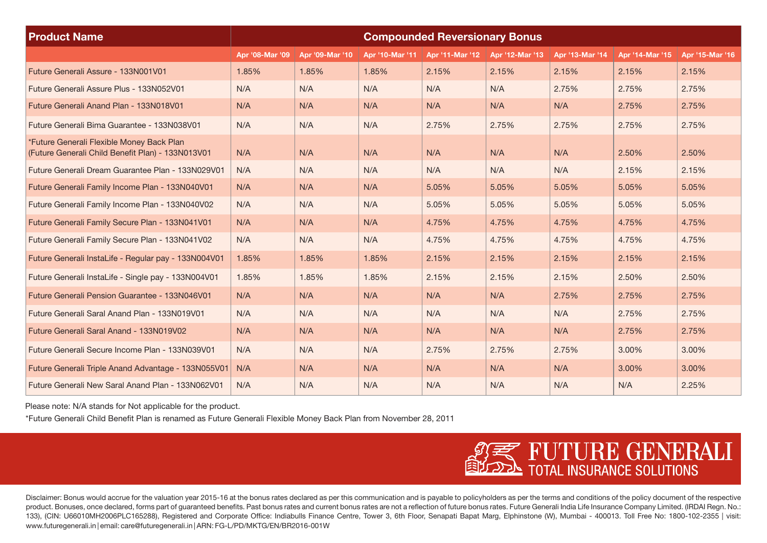| Product Name | Compounded Reversionary Bonus | | | | | | | |
|---|---|---|---|---|---|---|---|---|
| | Apr '08-Mar '09 | Apr '09-Mar '10 | Apr '10-Mar '11 | Apr '11-Mar '12 | Apr '12-Mar '13 | Apr '13-Mar '14 | Apr '14-Mar '15 | Apr '15-Mar '16 |
| Future Generali Assure - 133N001V01 | 1.85% | 1.85% | 1.85% | 2.15% | 2.15% | 2.15% | 2.15% | 2.15% |
| Future Generali Assure Plus - 133N052V01 | N/A | N/A | N/A | N/A | N/A | 2.75% | 2.75% | 2.75% |
| Future Generali Anand Plan - 133N018V01 | N/A | N/A | N/A | N/A | N/A | N/A | 2.75% | 2.75% |
| Future Generali Bima Guarantee - 133N038V01 | N/A | N/A | N/A | 2.75% | 2.75% | 2.75% | 2.75% | 2.75% |
| *Future Generali Flexible Money Back Plan (Future Generali Child Benefit Plan) - 133N013V01 | N/A | N/A | N/A | N/A | N/A | N/A | 2.50% | 2.50% |
| Future Generali Dream Guarantee Plan - 133N029V01 | N/A | N/A | N/A | N/A | N/A | N/A | 2.15% | 2.15% |
| Future Generali Family Income Plan - 133N040V01 | N/A | N/A | N/A | 5.05% | 5.05% | 5.05% | 5.05% | 5.05% |
| Future Generali Family Income Plan - 133N040V02 | N/A | N/A | N/A | 5.05% | 5.05% | 5.05% | 5.05% | 5.05% |
| Future Generali Family Secure Plan - 133N041V01 | N/A | N/A | N/A | 4.75% | 4.75% | 4.75% | 4.75% | 4.75% |
| Future Generali Family Secure Plan - 133N041V02 | N/A | N/A | N/A | 4.75% | 4.75% | 4.75% | 4.75% | 4.75% |
| Future Generali InstaLife - Regular pay - 133N004V01 | 1.85% | 1.85% | 1.85% | 2.15% | 2.15% | 2.15% | 2.15% | 2.15% |
| Future Generali InstaLife - Single pay - 133N004V01 | 1.85% | 1.85% | 1.85% | 2.15% | 2.15% | 2.15% | 2.50% | 2.50% |
| Future Generali Pension Guarantee - 133N046V01 | N/A | N/A | N/A | N/A | N/A | 2.75% | 2.75% | 2.75% |
| Future Generali Saral Anand Plan - 133N019V01 | N/A | N/A | N/A | N/A | N/A | N/A | 2.75% | 2.75% |
| Future Generali Saral Anand - 133N019V02 | N/A | N/A | N/A | N/A | N/A | N/A | 2.75% | 2.75% |
| Future Generali Secure Income Plan - 133N039V01 | N/A | N/A | N/A | 2.75% | 2.75% | 2.75% | 3.00% | 3.00% |
| Future Generali Triple Anand Advantage - 133N055V01 | N/A | N/A | N/A | N/A | N/A | N/A | 3.00% | 3.00% |
| Future Generali New Saral Anand Plan - 133N062V01 | N/A | N/A | N/A | N/A | N/A | N/A | N/A | 2.25% |

Please note: N/A stands for Not applicable for the product.

*Future Generali Child Benefit Plan is renamed as Future Generali Flexible Money Back Plan from November 28, 2011

FUTURE GENERALI
TOTAL INSURANCE SOLUTIONS

Disclaimer: Bonus would accrue for the valuation year 2015-16 at the bonus rates declared as per this communication and is payable to policyholders as per the terms and conditions of the policy document of the respective product. Bonuses, once declared, forms part of guaranteed benefits. Past bonus rates and current bonus rates are not a reflection of future bonus rates. Future Generali India Life Insurance Company Limited. (IRDAI Regn. No.: 133), (CIN: U66010MH2006PLC165288), Registered and Corporate Office: Indiabulls Finance Centre, Tower 3, 6th Floor, Senapati Bapat Marg, Elphinstone (W), Mumbai - 400013. Toll Free No: 1800-102-2355 | visit: www.futuregenerali.in | email: care@futuregenerali.in | ARN: FG-L/PD/MKTG/EN/BR2016-001W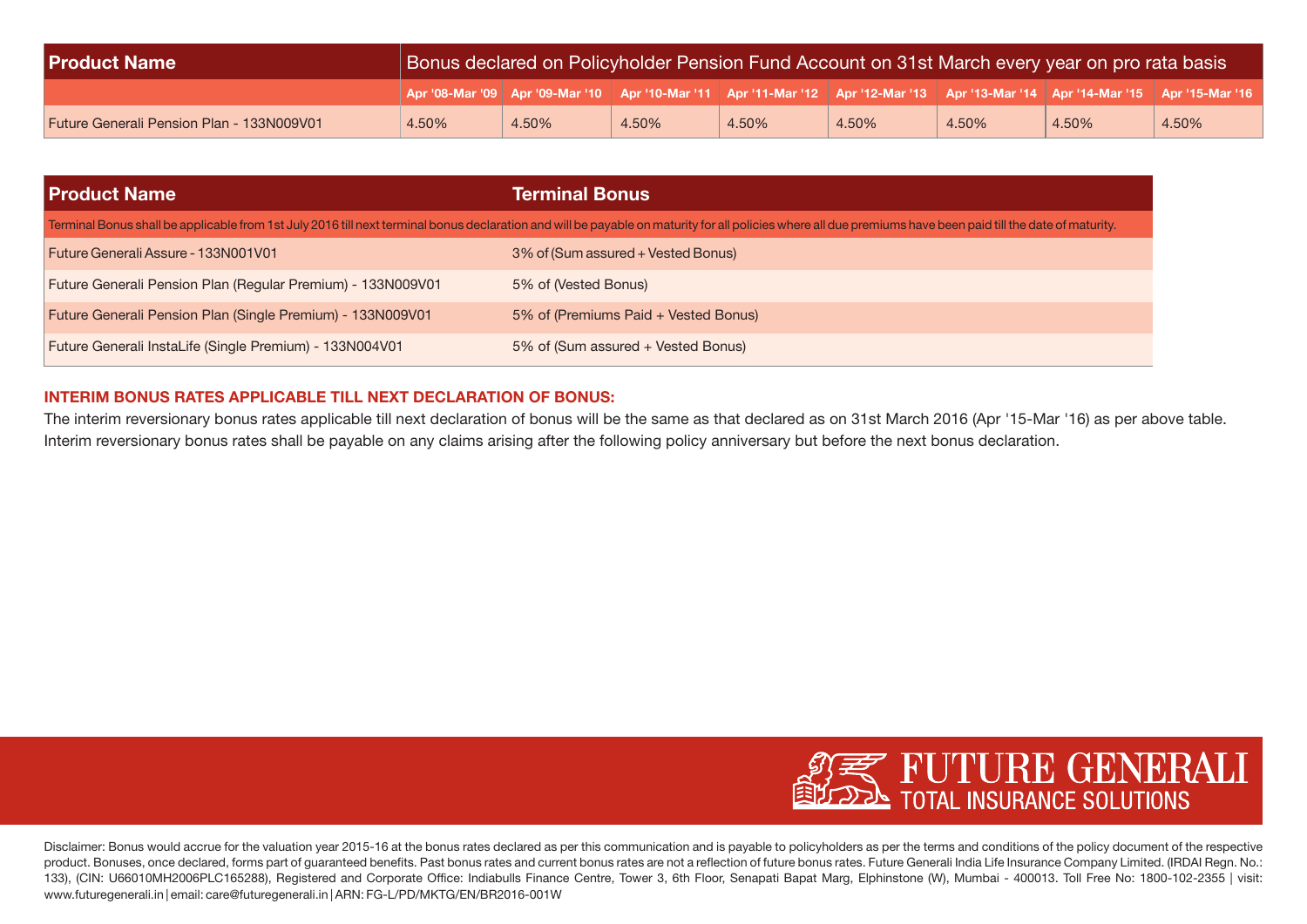| Product Name | Bonus declared on Policyholder Pension Fund Account on 31st March every year on pro rata basis | | | | | | | |
|---|---|---|---|---|---|---|---|---|
| | Apr '08-Mar '09 | Apr '09-Mar '10 | Apr '10-Mar '11 | Apr '11-Mar '12 | Apr '12-Mar '13 | Apr '13-Mar '14 | Apr '14-Mar '15 | Apr '15-Mar '16 |
| Future Generali Pension Plan - 133N009V01 | 4.50% | 4.50% | 4.50% | 4.50% | 4.50% | 4.50% | 4.50% | 4.50% |

| Product Name | Terminal Bonus |
|---|---|
| Terminal Bonus shall be applicable from 1st July 2016 till next terminal bonus declaration and will be payable on maturity for all policies where all due premiums have been paid till the date of maturity. | |
| Future Generali Assure - 133N001V01 | 3% of (Sum assured + Vested Bonus) |
| Future Generali Pension Plan (Regular Premium) - 133N009V01 | 5% of (Vested Bonus) |
| Future Generali Pension Plan (Single Premium) - 133N009V01 | 5% of (Premiums Paid + Vested Bonus) |
| Future Generali InstaLife (Single Premium) - 133N004V01 | 5% of (Sum assured + Vested Bonus) |

**INTERIM BONUS RATES APPLICABLE TILL NEXT DECLARATION OF BONUS:**

The interim reversionary bonus rates applicable till next declaration of bonus will be the same as that declared as on 31st March 2016 (Apr '15-Mar '16) as per above table. Interim reversionary bonus rates shall be payable on any claims arising after the following policy anniversary but before the next bonus declaration.

FUTURE GENERALI
TOTAL INSURANCE SOLUTIONS

Disclaimer: Bonus would accrue for the valuation year 2015-16 at the bonus rates declared as per this communication and is payable to policyholders as per the terms and conditions of the policy document of the respective product. Bonuses, once declared, forms part of guaranteed benefits. Past bonus rates and current bonus rates are not a reflection of future bonus rates. Future Generali India Life Insurance Company Limited. (IRDAI Regn. No.: 133), (CIN: U66010MH2006PLC165288), Registered and Corporate Office: Indiabulls Finance Centre, Tower 3, 6th Floor, Senapati Bapat Marg, Elphinstone (W), Mumbai - 400013. Toll Free No: 1800-102-2355 | visit: www.futuregenerali.in | email: care@futuregenerali.in | ARN: FG-L/PD/MKTG/EN/BR2016-001W